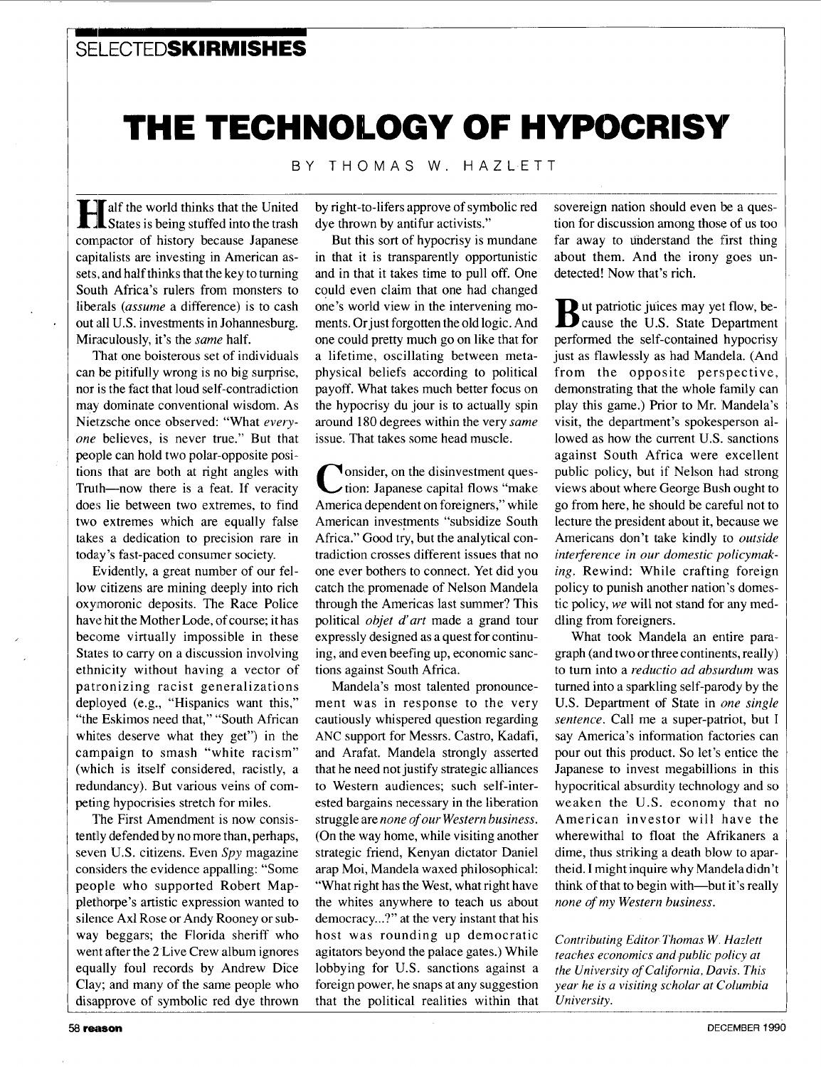SELECTED**SKIRMISHES**

# THE TECHNOLOGY OF HYPOCRISY

BY THOMAS W. HAZLETT

Half the world thinks that the United States is being stuffed into the trash compactor of history because Japanese capitalists are investing in American assets, and half thinks that the key to turning South Africa's rulers from monsters to liberals (*assume* a difference) is to cash out all U.S. investments in Johannesburg. Miraculously, it's the *same* half.

That one boisterous set of individuals can be pitifully wrong is no big surprise, nor is the fact that loud self-contradiction may dominate conventional wisdom. As Nietzsche once observed: "What *everyone* believes, is never true." But that people can hold two polar-opposite positions that are both at right angles with Truth—now there is a feat. If veracity does lie between two extremes, to find two extremes which are equally false takes a dedication to precision rare in today's fast-paced consumer society.

Evidently, a great number of our fellow citizens are mining deeply into rich oxymoronic deposits. The Race Police have hit the Mother Lode, of course; it has become virtually impossible in these States to carry on a discussion involving ethnicity without having a vector of patronizing racist generalizations deployed (e.g., "Hispanics want this," "the Eskimos need that," "South African whites deserve what they get") in the campaign to smash "white racism" (which is itself considered, racistly, a redundancy). But various veins of competing hypocrisies stretch for miles.

The First Amendment is now consistently defended by no more than, perhaps, seven U.S. citizens. Even *Spy* magazine considers the evidence appalling: "Some people who supported Robert Mapplethorpe's artistic expression wanted to silence Axl Rose or Andy Rooney or subway beggars; the Florida sheriff who went after the 2 Live Crew album ignores equally foul records by Andrew Dice Clay; and many of the same people who disapprove of symbolic red dye thrown by right-to-lifers approve of symbolic red dye thrown by antifur activists."

But this sort of hypocrisy is mundane in that it is transparently opportunistic and in that it takes time to pull off. One could even claim that one had changed one's world view in the intervening moments. Or just forgotten the old logic. And one could pretty much go on like that for a lifetime, oscillating between metaphysical beliefs according to political payoff. What takes much better focus on the hypocrisy du jour is to actually spin around 180 degrees within the very *same* issue. That takes some head muscle.

Consider, on the disinvestment question: Japanese capital flows "make America dependent on foreigners," while American investments "subsidize South Africa." Good try, but the analytical contradiction crosses different issues that no one ever bothers to connect. Yet did you catch the promenade of Nelson Mandela through the Americas last summer? This political *objet d'art* made a grand tour expressly designed as a quest for continuing, and even beefing up, economic sanctions against South Africa.

Mandela's most talented pronouncement was in response to the very cautiously whispered question regarding ANC support for Messrs. Castro, Kadafi, and Arafat. Mandela strongly asserted that he need not justify strategic alliances to Western audiences; such self-interested bargains necessary in the liberation struggle are *none of our Western business*. (On the way home, while visiting another strategic friend, Kenyan dictator Daniel arap Moi, Mandela waxed philosophical: "What right has the West, what right have the whites anywhere to teach us about democracy...?" at the very instant that his host was rounding up democratic agitators beyond the palace gates.) While lobbying for U.S. sanctions against a foreign power, he snaps at any suggestion that the political realities within that sovereign nation should even be a question for discussion among those of us too far away to understand the first thing about them. And the irony goes undetected! Now that's rich.

But patriotic juices may yet flow, because the U.S. State Department performed the self-contained hypocrisy just as flawlessly as had Mandela. (And from the opposite perspective, demonstrating that the whole family can play this game.) Prior to Mr. Mandela's visit, the department's spokesperson allowed as how the current U.S. sanctions against South Africa were excellent public policy, but if Nelson had strong views about where George Bush ought to go from here, he should be careful not to lecture the president about it, because we Americans don't take kindly to *outside interference in our domestic policymaking*. Rewind: While crafting foreign policy to punish another nation's domestic policy, *we* will not stand for any meddling from foreigners.

What took Mandela an entire paragraph (and two or three continents, really) to turn into a *reductio ad absurdum* was turned into a sparkling self-parody by the U.S. Department of State in *one single sentence*. Call me a super-patriot, but I say America's information factories can pour out this product. So let's entice the Japanese to invest megabillions in this hypocritical absurdity technology and so weaken the U.S. economy that no American investor will have the wherewithal to float the Afrikaners a dime, thus striking a death blow to apartheid. I might inquire why Mandela didn't think of that to begin with—but it's really *none of my Western business*.

*Contributing Editor Thomas W. Hazlett teaches economics and public policy at the University of California, Davis. This year he is a visiting scholar at Columbia University.*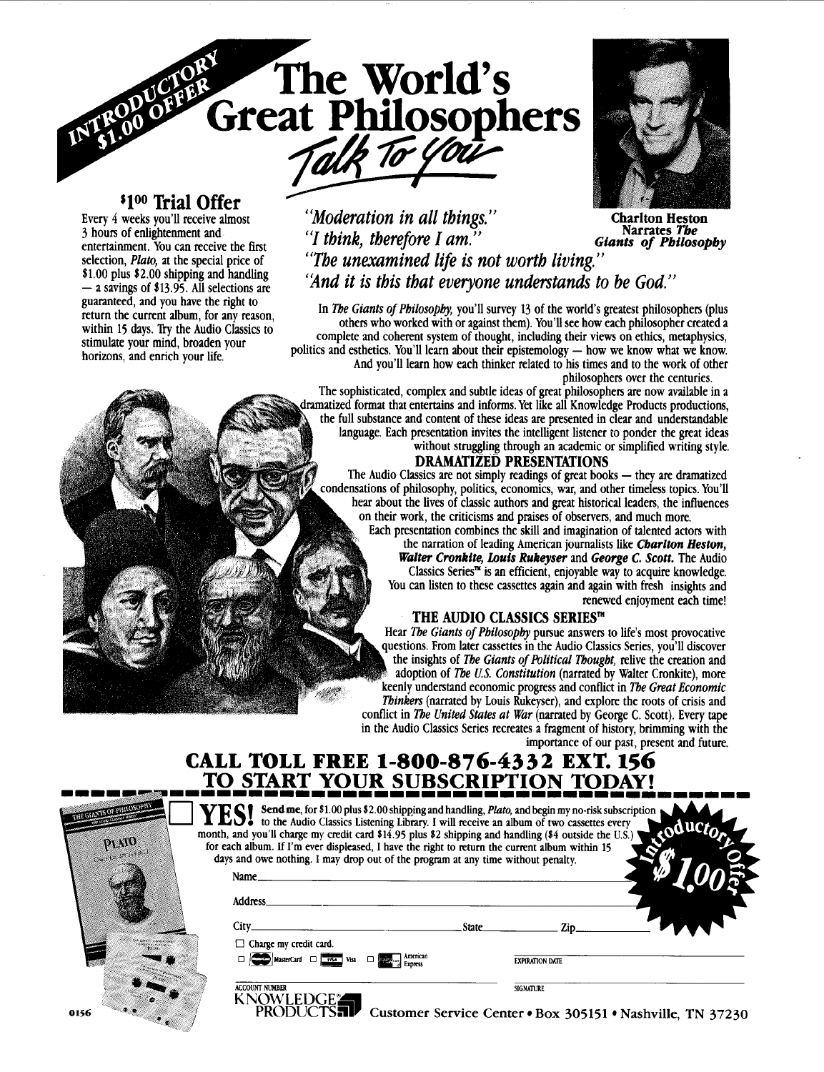INTRODUCTORY $1.00 OFFER

# The World's Great Philosophers *Talk To You*

## $1⁰⁰ Trial Offer

Every 4 weeks you'll receive almost 3 hours of enlightenment and entertainment. You can receive the first selection, *Plato,* at the special price of $1.00 plus $2.00 shipping and handling — a savings of $13.95. All selections are guaranteed, and you have the right to return the current album, for any reason, within 15 days. Try the Audio Classics to stimulate your mind, broaden your horizons, and enrich your life.

*"Moderation in all things."*
*"I think, therefore I am."*
*"The unexamined life is not worth living."*
*"And it is this that everyone understands to be God."*

**Charlton Heston Narrates *The Giants of Philosophy***

In *The Giants of Philosophy,* you'll survey 13 of the world's greatest philosophers (plus others who worked with or against them). You'll see how each philosopher created a complete and coherent system of thought, including their views on ethics, metaphysics, politics and esthetics. You'll learn about their epistemology — how we know what we know. And you'll learn how each thinker related to his times and to the work of other philosophers over the centuries.

The sophisticated, complex and subtle ideas of great philosophers are now available in a dramatized format that entertains and informs. Yet like all Knowledge Products productions, the full substance and content of these ideas are presented in clear and understandable language. Each presentation invites the intelligent listener to ponder the great ideas without struggling through an academic or simplified writing style.

### DRAMATIZED PRESENTATIONS

The Audio Classics are not simply readings of great books — they are dramatized condensations of philosophy, politics, economics, war, and other timeless topics. You'll hear about the lives of classic authors and great historical leaders, the influences on their work, the criticisms and praises of observers, and much more.

Each presentation combines the skill and imagination of talented actors with the narration of leading American journalists like ***Charlton Heston, Walter Cronkite, Louis Rukeyser*** and ***George C. Scott.*** The Audio Classics Series™ is an efficient, enjoyable way to acquire knowledge. You can listen to these cassettes again and again with fresh insights and renewed enjoyment each time!

### THE AUDIO CLASSICS SERIES™

Hear *The Giants of Philosophy* pursue answers to life's most provocative questions. From later cassettes in the Audio Classics Series, you'll discover the insights of *The Giants of Political Thought,* relive the creation and adoption of *The U.S. Constitution* (narrated by Walter Cronkite), more keenly understand economic progress and conflict in *The Great Economic Thinkers* (narrated by Louis Rukeyser), and explore the roots of crisis and conflict in *The United States at War* (narrated by George C. Scott). Every tape in the Audio Classics Series recreates a fragment of history, brimming with the importance of our past, present and future.

## CALL TOLL FREE 1-800-876-4332 EXT. 156 TO START YOUR SUBSCRIPTION TODAY!

☐ **YES!** Send me, for $1.00 plus $2.00 shipping and handling, *Plato,* and begin my no-risk subscription to the Audio Classics Listening Library. I will receive an album of two cassettes every month, and you'll charge my credit card $14.95 plus $2 shipping and handling ($4 outside the U.S.) for each album. If I'm ever displeased, I have the right to return the current album within 15 days and owe nothing. I may drop out of the program at any time without penalty.

Introductory Offer $1.00

Name\_\_\_\_\_\_\_\_\_\_\_\_\_\_\_\_\_\_\_\_

Address\_\_\_\_\_\_\_\_\_\_\_\_\_\_\_\_\_\_\_\_

City\_\_\_\_\_\_\_\_\_\_ State\_\_\_\_\_\_\_\_\_\_ Zip\_\_\_\_\_\_\_\_\_\_

☐ Charge my credit card.

☐ MasterCard ☐ Visa ☐ American Express

EXPIRATION DATE

ACCOUNT NUMBER

SIGNATURE

KNOWLEDGE PRODUCTS® Customer Service Center • Box 305151 • Nashville, TN 37230

0156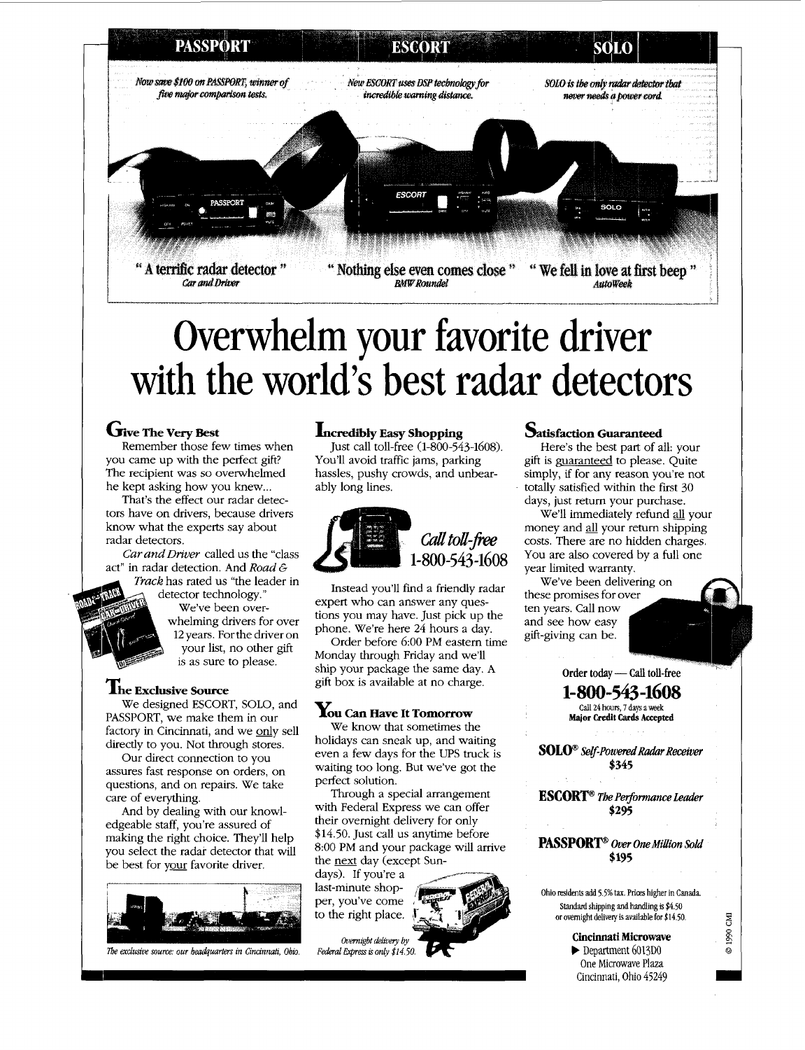**PASSPORT**

*Now save $100 on PASSPORT, winner of five major comparison tests.*

**ESCORT**

*New ESCORT uses DSP technology for incredible warning distance.*

**SOLO**

*SOLO is the only radar detector that never needs a power cord.*

" A terrific radar detector "
*Car and Driver*

" Nothing else even comes close "
*BMW Roundel*

" We fell in love at first beep "
*AutoWeek*

# Overwhelm your favorite driver with the world's best radar detectors

### Give The Very Best

Remember those few times when you came up with the perfect gift? The recipient was so overwhelmed he kept asking how you knew...

That's the effect our radar detectors have on drivers, because drivers know what the experts say about radar detectors.

*Car and Driver* called us the "class act" in radar detection. And *Road & Track* has rated us "the leader in detector technology."

We've been overwhelming drivers for over 12 years. For the driver on your list, no other gift is as sure to please.

### The Exclusive Source

We designed ESCORT, SOLO, and PASSPORT, we make them in our factory in Cincinnati, and we only sell directly to you. Not through stores.

Our direct connection to you assures fast response on orders, on questions, and on repairs. We take care of everything.

And by dealing with our knowledgeable staff, you're assured of making the right choice. They'll help you select the radar detector that will be best for your favorite driver.

*The exclusive source: our headquarters in Cincinnati, Ohio.*

### Incredibly Easy Shopping

Just call toll-free (1-800-543-1608). You'll avoid traffic jams, parking hassles, pushy crowds, and unbearably long lines.

*Call toll-free*
**1-800-543-1608**

Instead you'll find a friendly radar expert who can answer any questions you may have. Just pick up the phone. We're here 24 hours a day.

Order before 6:00 PM eastern time Monday through Friday and we'll ship your package the same day. A gift box is available at no charge.

### You Can Have It Tomorrow

We know that sometimes the holidays can sneak up, and waiting even a few days for the UPS truck is waiting too long. But we've got the perfect solution.

Through a special arrangement with Federal Express we can offer their overnight delivery for only $14.50. Just call us anytime before 8:00 PM and your package will arrive the next day (except Sundays). If you're a last-minute shopper, you've come to the right place.

*Overnight delivery by Federal Express is only $14.50.*

### Satisfaction Guaranteed

Here's the best part of all: your gift is guaranteed to please. Quite simply, if for any reason you're not totally satisfied within the first 30 days, just return your purchase.

We'll immediately refund all your money and all your return shipping costs. There are no hidden charges. You are also covered by a full one year limited warranty.

We've been delivering on these promises for over ten years. Call now and see how easy gift-giving can be.

**Order today — Call toll-free**
# 1-800-543-1608
Call 24 hours, 7 days a week
**Major Credit Cards Accepted**

**SOLO®** *Self-Powered Radar Receiver*
**$345**

**ESCORT®** *The Performance Leader*
**$295**

**PASSPORT®** *Over One Million Sold*
**$195**

Ohio residents add 5.5% tax. Prices higher in Canada.
Standard shipping and handling is $4.50 or overnight delivery is available for $14.50.

**Cincinnati Microwave**
▶ Department 6013D0
One Microwave Plaza
Cincinnati, Ohio 45249

© 1990 CMI